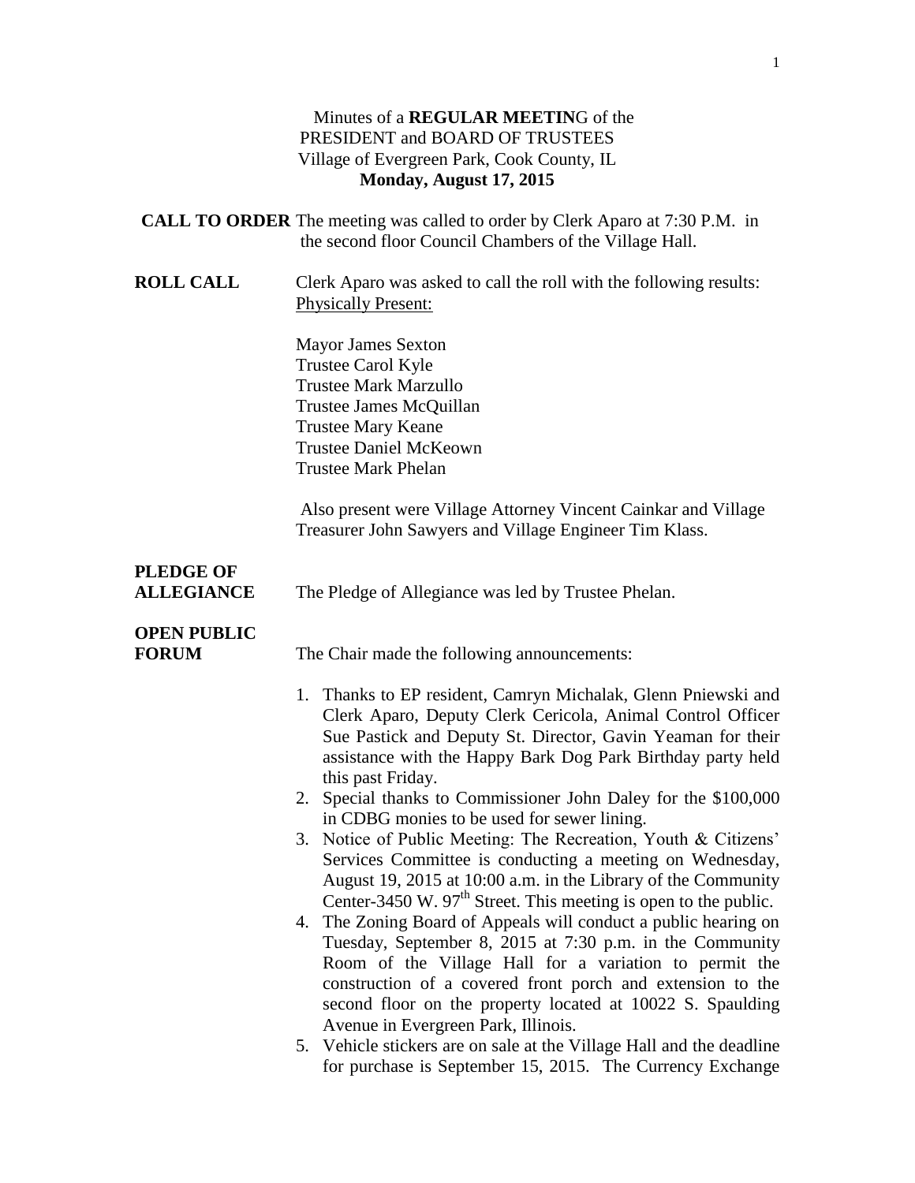Minutes of a **REGULAR MEETIN**G of the
PRESIDENT and BOARD OF TRUSTEES
Village of Evergreen Park, Cook County, IL
**Monday, August 17, 2015**

**CALL TO ORDER** The meeting was called to order by Clerk Aparo at 7:30 P.M. in the second floor Council Chambers of the Village Hall.

**ROLL CALL** Clerk Aparo was asked to call the roll with the following results:
Physically Present:

Mayor James Sexton
Trustee Carol Kyle
Trustee Mark Marzullo
Trustee James McQuillan
Trustee Mary Keane
Trustee Daniel McKeown
Trustee Mark Phelan

Also present were Village Attorney Vincent Cainkar and Village Treasurer John Sawyers and Village Engineer Tim Klass.

**PLEDGE OF ALLEGIANCE** The Pledge of Allegiance was led by Trustee Phelan.

**OPEN PUBLIC FORUM** The Chair made the following announcements:

1. Thanks to EP resident, Camryn Michalak, Glenn Pniewski and Clerk Aparo, Deputy Clerk Cericola, Animal Control Officer Sue Pastick and Deputy St. Director, Gavin Yeaman for their assistance with the Happy Bark Dog Park Birthday party held this past Friday.
2. Special thanks to Commissioner John Daley for the $100,000 in CDBG monies to be used for sewer lining.
3. Notice of Public Meeting: The Recreation, Youth & Citizens' Services Committee is conducting a meeting on Wednesday, August 19, 2015 at 10:00 a.m. in the Library of the Community Center-3450 W. 97th Street. This meeting is open to the public.
4. The Zoning Board of Appeals will conduct a public hearing on Tuesday, September 8, 2015 at 7:30 p.m. in the Community Room of the Village Hall for a variation to permit the construction of a covered front porch and extension to the second floor on the property located at 10022 S. Spaulding Avenue in Evergreen Park, Illinois.
5. Vehicle stickers are on sale at the Village Hall and the deadline for purchase is September 15, 2015. The Currency Exchange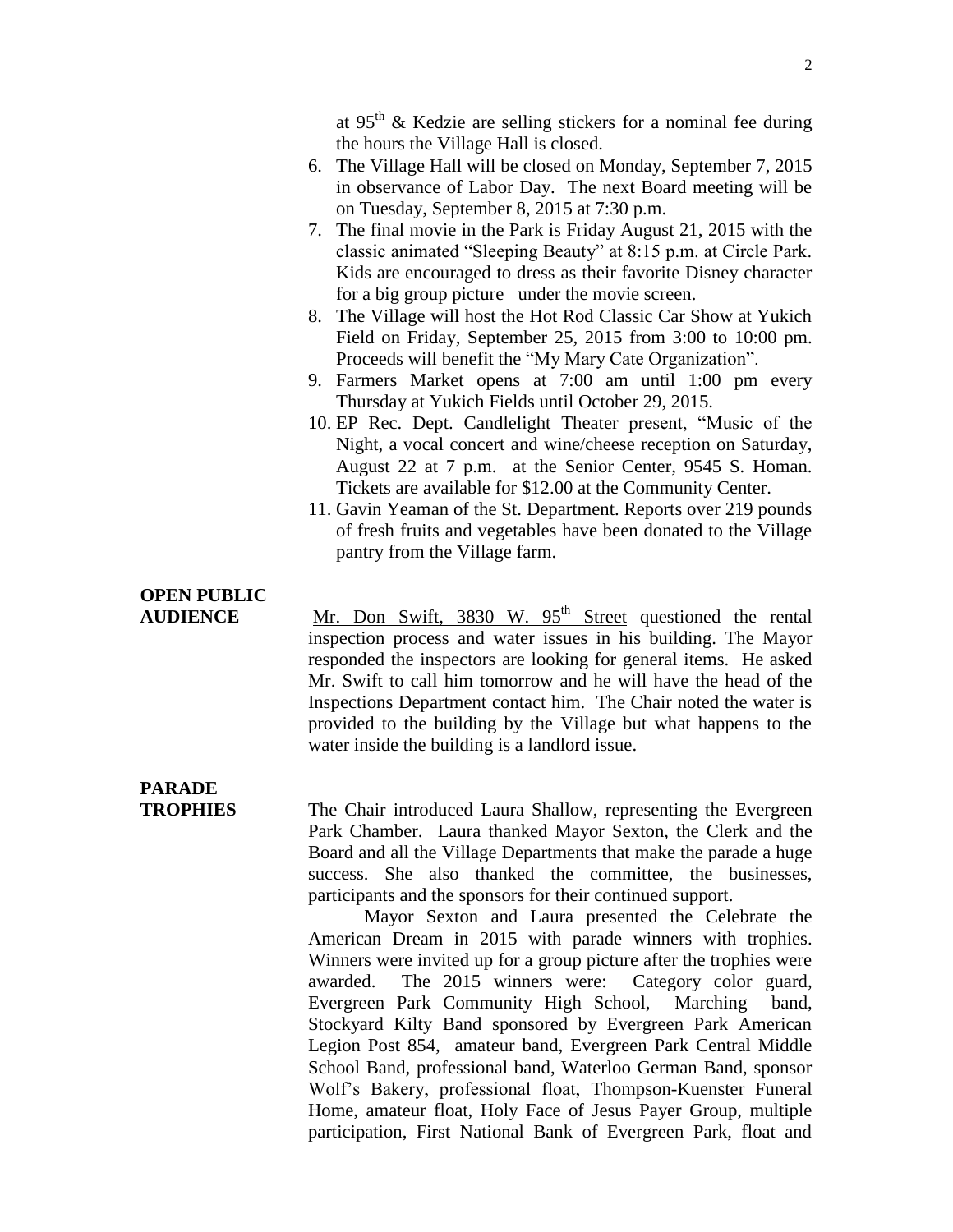at 95th & Kedzie are selling stickers for a nominal fee during the hours the Village Hall is closed.

6. The Village Hall will be closed on Monday, September 7, 2015 in observance of Labor Day. The next Board meeting will be on Tuesday, September 8, 2015 at 7:30 p.m.
7. The final movie in the Park is Friday August 21, 2015 with the classic animated "Sleeping Beauty" at 8:15 p.m. at Circle Park. Kids are encouraged to dress as their favorite Disney character for a big group picture under the movie screen.
8. The Village will host the Hot Rod Classic Car Show at Yukich Field on Friday, September 25, 2015 from 3:00 to 10:00 pm. Proceeds will benefit the "My Mary Cate Organization".
9. Farmers Market opens at 7:00 am until 1:00 pm every Thursday at Yukich Fields until October 29, 2015.
10. EP Rec. Dept. Candlelight Theater present, "Music of the Night, a vocal concert and wine/cheese reception on Saturday, August 22 at 7 p.m. at the Senior Center, 9545 S. Homan. Tickets are available for $12.00 at the Community Center.
11. Gavin Yeaman of the St. Department. Reports over 219 pounds of fresh fruits and vegetables have been donated to the Village pantry from the Village farm.

**OPEN PUBLIC AUDIENCE**

Mr. Don Swift, 3830 W. 95th Street questioned the rental inspection process and water issues in his building. The Mayor responded the inspectors are looking for general items. He asked Mr. Swift to call him tomorrow and he will have the head of the Inspections Department contact him. The Chair noted the water is provided to the building by the Village but what happens to the water inside the building is a landlord issue.

**PARADE TROPHIES**

The Chair introduced Laura Shallow, representing the Evergreen Park Chamber. Laura thanked Mayor Sexton, the Clerk and the Board and all the Village Departments that make the parade a huge success. She also thanked the committee, the businesses, participants and the sponsors for their continued support.

Mayor Sexton and Laura presented the Celebrate the American Dream in 2015 with parade winners with trophies. Winners were invited up for a group picture after the trophies were awarded. The 2015 winners were: Category color guard, Evergreen Park Community High School, Marching band, Stockyard Kilty Band sponsored by Evergreen Park American Legion Post 854, amateur band, Evergreen Park Central Middle School Band, professional band, Waterloo German Band, sponsor Wolf's Bakery, professional float, Thompson-Kuenster Funeral Home, amateur float, Holy Face of Jesus Payer Group, multiple participation, First National Bank of Evergreen Park, float and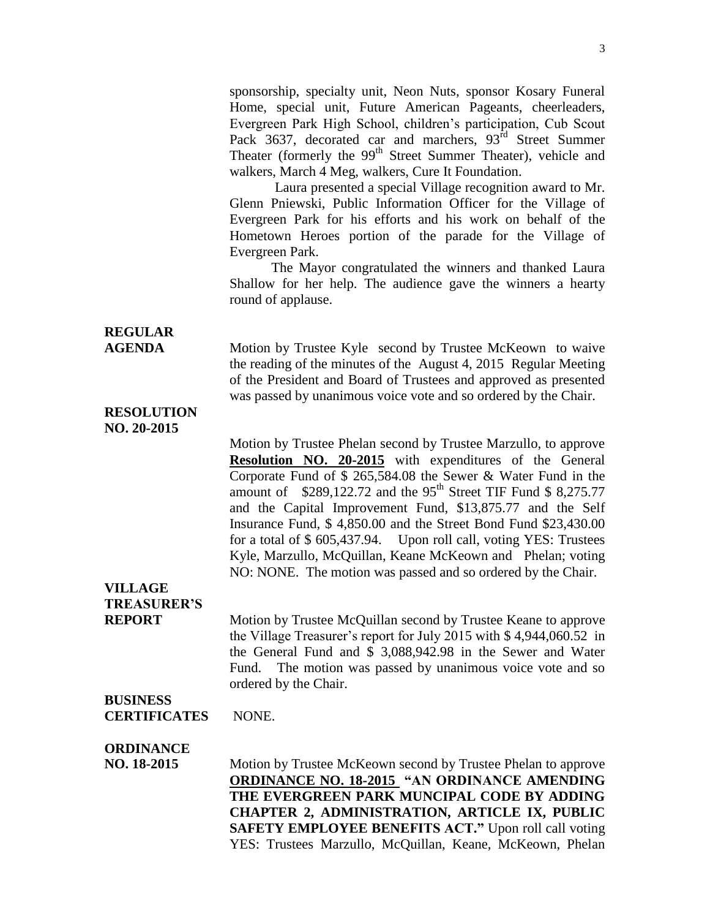sponsorship, specialty unit, Neon Nuts, sponsor Kosary Funeral Home, special unit, Future American Pageants, cheerleaders, Evergreen Park High School, children's participation, Cub Scout Pack 3637, decorated car and marchers, 93rd Street Summer Theater (formerly the 99th Street Summer Theater), vehicle and walkers, March 4 Meg, walkers, Cure It Foundation.

Laura presented a special Village recognition award to Mr. Glenn Pniewski, Public Information Officer for the Village of Evergreen Park for his efforts and his work on behalf of the Hometown Heroes portion of the parade for the Village of Evergreen Park.

The Mayor congratulated the winners and thanked Laura Shallow for her help. The audience gave the winners a hearty round of applause.

**REGULAR AGENDA**

Motion by Trustee Kyle second by Trustee McKeown to waive the reading of the minutes of the August 4, 2015 Regular Meeting of the President and Board of Trustees and approved as presented was passed by unanimous voice vote and so ordered by the Chair.

**RESOLUTION NO. 20-2015**

Motion by Trustee Phelan second by Trustee Marzullo, to approve **Resolution NO. 20-2015** with expenditures of the General Corporate Fund of $ 265,584.08 the Sewer & Water Fund in the amount of $289,122.72 and the 95th Street TIF Fund $ 8,275.77 and the Capital Improvement Fund, $13,875.77 and the Self Insurance Fund, $ 4,850.00 and the Street Bond Fund $23,430.00 for a total of $ 605,437.94. Upon roll call, voting YES: Trustees Kyle, Marzullo, McQuillan, Keane McKeown and Phelan; voting NO: NONE. The motion was passed and so ordered by the Chair.

**VILLAGE TREASURER'S REPORT**

Motion by Trustee McQuillan second by Trustee Keane to approve the Village Treasurer's report for July 2015 with $ 4,944,060.52 in the General Fund and $ 3,088,942.98 in the Sewer and Water Fund. The motion was passed by unanimous voice vote and so ordered by the Chair.

**BUSINESS CERTIFICATES** NONE.

**ORDINANCE NO. 18-2015**

Motion by Trustee McKeown second by Trustee Phelan to approve **ORDINANCE NO. 18-2015 "AN ORDINANCE AMENDING THE EVERGREEN PARK MUNCIPAL CODE BY ADDING CHAPTER 2, ADMINISTRATION, ARTICLE IX, PUBLIC SAFETY EMPLOYEE BENEFITS ACT."** Upon roll call voting YES: Trustees Marzullo, McQuillan, Keane, McKeown, Phelan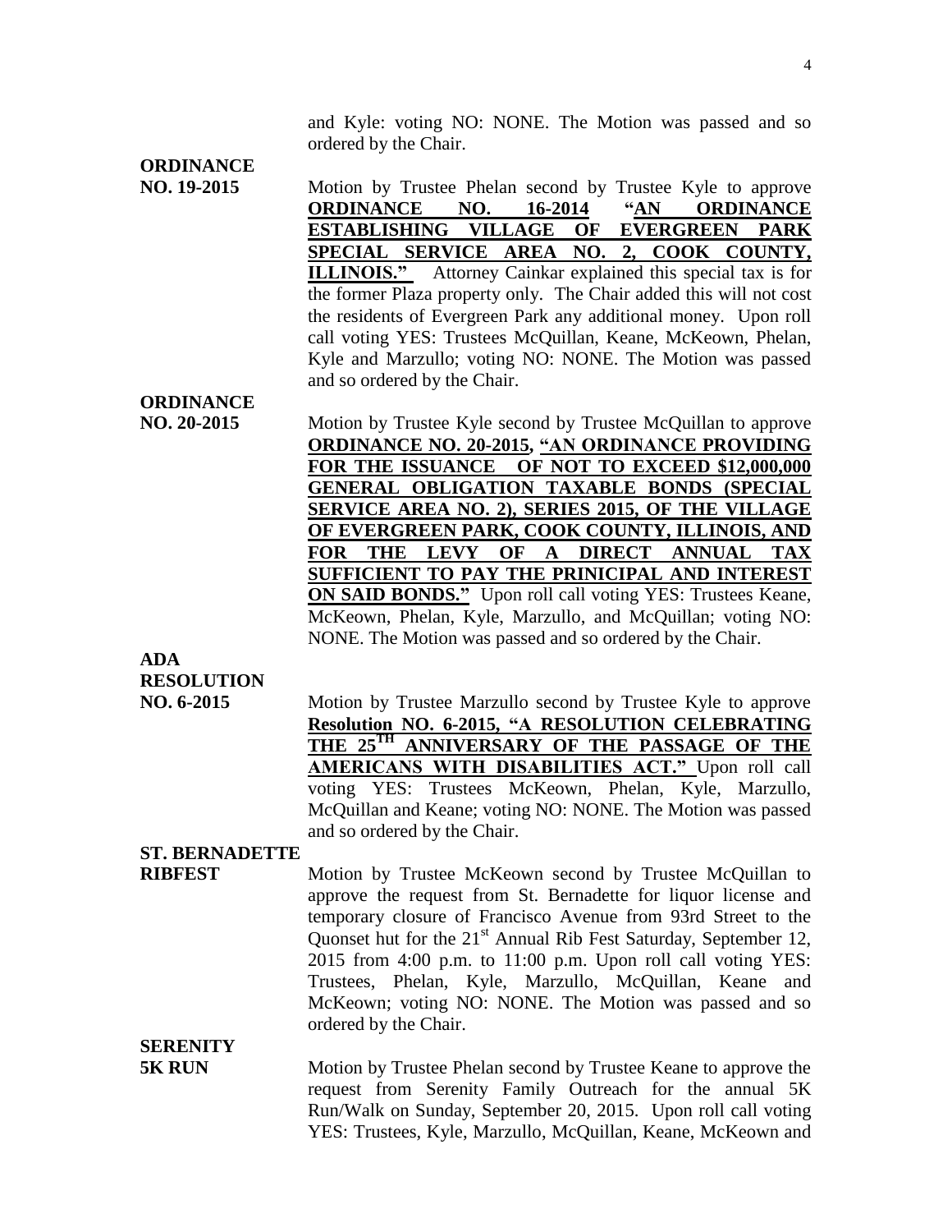and Kyle: voting NO: NONE. The Motion was passed and so ordered by the Chair.

**ORDINANCE NO. 19-2015**

Motion by Trustee Phelan second by Trustee Kyle to approve **ORDINANCE NO. 16-2014 "AN ORDINANCE ESTABLISHING VILLAGE OF EVERGREEN PARK SPECIAL SERVICE AREA NO. 2, COOK COUNTY, ILLINOIS."** Attorney Cainkar explained this special tax is for the former Plaza property only. The Chair added this will not cost the residents of Evergreen Park any additional money. Upon roll call voting YES: Trustees McQuillan, Keane, McKeown, Phelan, Kyle and Marzullo; voting NO: NONE. The Motion was passed and so ordered by the Chair.

**ORDINANCE NO. 20-2015**

Motion by Trustee Kyle second by Trustee McQuillan to approve **ORDINANCE NO. 20-2015, "AN ORDINANCE PROVIDING FOR THE ISSUANCE OF NOT TO EXCEED $12,000,000 GENERAL OBLIGATION TAXABLE BONDS (SPECIAL SERVICE AREA NO. 2), SERIES 2015, OF THE VILLAGE OF EVERGREEN PARK, COOK COUNTY, ILLINOIS, AND FOR THE LEVY OF A DIRECT ANNUAL TAX SUFFICIENT TO PAY THE PRINICIPAL AND INTEREST ON SAID BONDS."** Upon roll call voting YES: Trustees Keane, McKeown, Phelan, Kyle, Marzullo, and McQuillan; voting NO: NONE. The Motion was passed and so ordered by the Chair.

**ADA RESOLUTION NO. 6-2015**

Motion by Trustee Marzullo second by Trustee Kyle to approve **Resolution NO. 6-2015, "A RESOLUTION CELEBRATING THE 25TH ANNIVERSARY OF THE PASSAGE OF THE AMERICANS WITH DISABILITIES ACT."** Upon roll call voting YES: Trustees McKeown, Phelan, Kyle, Marzullo, McQuillan and Keane; voting NO: NONE. The Motion was passed and so ordered by the Chair.

**ST. BERNADETTE RIBFEST**

Motion by Trustee McKeown second by Trustee McQuillan to approve the request from St. Bernadette for liquor license and temporary closure of Francisco Avenue from 93rd Street to the Quonset hut for the 21st Annual Rib Fest Saturday, September 12, 2015 from 4:00 p.m. to 11:00 p.m. Upon roll call voting YES: Trustees, Phelan, Kyle, Marzullo, McQuillan, Keane and McKeown; voting NO: NONE. The Motion was passed and so ordered by the Chair.

**SERENITY 5K RUN**

Motion by Trustee Phelan second by Trustee Keane to approve the request from Serenity Family Outreach for the annual 5K Run/Walk on Sunday, September 20, 2015. Upon roll call voting YES: Trustees, Kyle, Marzullo, McQuillan, Keane, McKeown and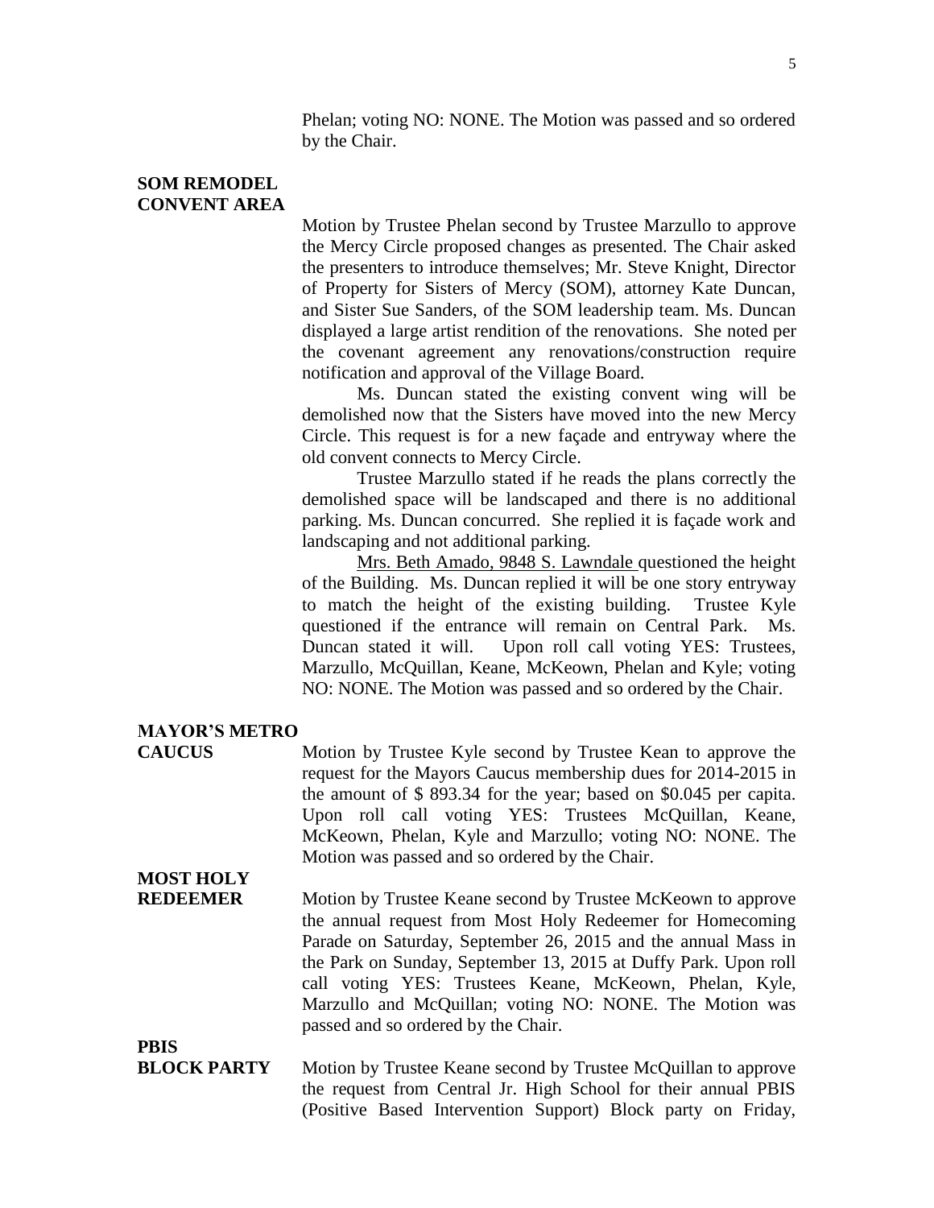Phelan; voting NO: NONE. The Motion was passed and so ordered by the Chair.

**SOM REMODEL CONVENT AREA**

Motion by Trustee Phelan second by Trustee Marzullo to approve the Mercy Circle proposed changes as presented. The Chair asked the presenters to introduce themselves; Mr. Steve Knight, Director of Property for Sisters of Mercy (SOM), attorney Kate Duncan, and Sister Sue Sanders, of the SOM leadership team. Ms. Duncan displayed a large artist rendition of the renovations. She noted per the covenant agreement any renovations/construction require notification and approval of the Village Board.

Ms. Duncan stated the existing convent wing will be demolished now that the Sisters have moved into the new Mercy Circle. This request is for a new façade and entryway where the old convent connects to Mercy Circle.

Trustee Marzullo stated if he reads the plans correctly the demolished space will be landscaped and there is no additional parking. Ms. Duncan concurred. She replied it is façade work and landscaping and not additional parking.

Mrs. Beth Amado, 9848 S. Lawndale questioned the height of the Building. Ms. Duncan replied it will be one story entryway to match the height of the existing building. Trustee Kyle questioned if the entrance will remain on Central Park. Ms. Duncan stated it will. Upon roll call voting YES: Trustees, Marzullo, McQuillan, Keane, McKeown, Phelan and Kyle; voting NO: NONE. The Motion was passed and so ordered by the Chair.

**MAYOR'S METRO CAUCUS**

Motion by Trustee Kyle second by Trustee Kean to approve the request for the Mayors Caucus membership dues for 2014-2015 in the amount of $ 893.34 for the year; based on $0.045 per capita. Upon roll call voting YES: Trustees McQuillan, Keane, McKeown, Phelan, Kyle and Marzullo; voting NO: NONE. The Motion was passed and so ordered by the Chair.

**MOST HOLY REDEEMER**

Motion by Trustee Keane second by Trustee McKeown to approve the annual request from Most Holy Redeemer for Homecoming Parade on Saturday, September 26, 2015 and the annual Mass in the Park on Sunday, September 13, 2015 at Duffy Park. Upon roll call voting YES: Trustees Keane, McKeown, Phelan, Kyle, Marzullo and McQuillan; voting NO: NONE. The Motion was passed and so ordered by the Chair.

**PBIS BLOCK PARTY**

Motion by Trustee Keane second by Trustee McQuillan to approve the request from Central Jr. High School for their annual PBIS (Positive Based Intervention Support) Block party on Friday,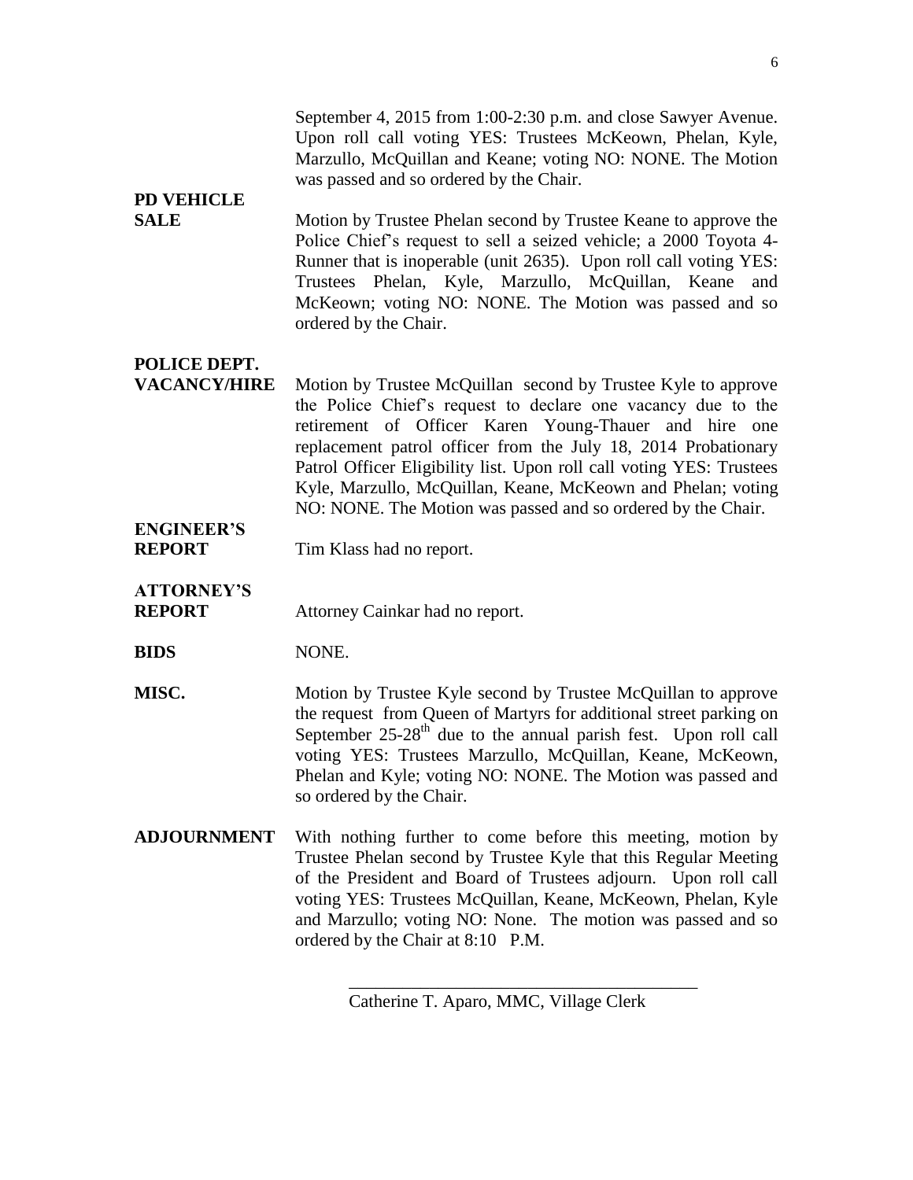September 4, 2015 from 1:00-2:30 p.m. and close Sawyer Avenue. Upon roll call voting YES: Trustees McKeown, Phelan, Kyle, Marzullo, McQuillan and Keane; voting NO: NONE. The Motion was passed and so ordered by the Chair.

**PD VEHICLE SALE**

Motion by Trustee Phelan second by Trustee Keane to approve the Police Chief's request to sell a seized vehicle; a 2000 Toyota 4-Runner that is inoperable (unit 2635). Upon roll call voting YES: Trustees Phelan, Kyle, Marzullo, McQuillan, Keane and McKeown; voting NO: NONE. The Motion was passed and so ordered by the Chair.

**POLICE DEPT. VACANCY/HIRE**

Motion by Trustee McQuillan second by Trustee Kyle to approve the Police Chief's request to declare one vacancy due to the retirement of Officer Karen Young-Thauer and hire one replacement patrol officer from the July 18, 2014 Probationary Patrol Officer Eligibility list. Upon roll call voting YES: Trustees Kyle, Marzullo, McQuillan, Keane, McKeown and Phelan; voting NO: NONE. The Motion was passed and so ordered by the Chair.

**ENGINEER'S REPORT**

Tim Klass had no report.

**ATTORNEY'S REPORT**

Attorney Cainkar had no report.

**BIDS**

NONE.

**MISC.**

Motion by Trustee Kyle second by Trustee McQuillan to approve the request from Queen of Martyrs for additional street parking on September 25-28th due to the annual parish fest. Upon roll call voting YES: Trustees Marzullo, McQuillan, Keane, McKeown, Phelan and Kyle; voting NO: NONE. The Motion was passed and so ordered by the Chair.

**ADJOURNMENT**

With nothing further to come before this meeting, motion by Trustee Phelan second by Trustee Kyle that this Regular Meeting of the President and Board of Trustees adjourn. Upon roll call voting YES: Trustees McQuillan, Keane, McKeown, Phelan, Kyle and Marzullo; voting NO: None. The motion was passed and so ordered by the Chair at 8:10 P.M.

\_\_\_\_\_\_\_\_\_\_\_\_\_\_\_\_\_\_\_\_\_\_\_\_\_\_\_\_\_\_\_\_\_\_\_\_\_\_\_

Catherine T. Aparo, MMC, Village Clerk